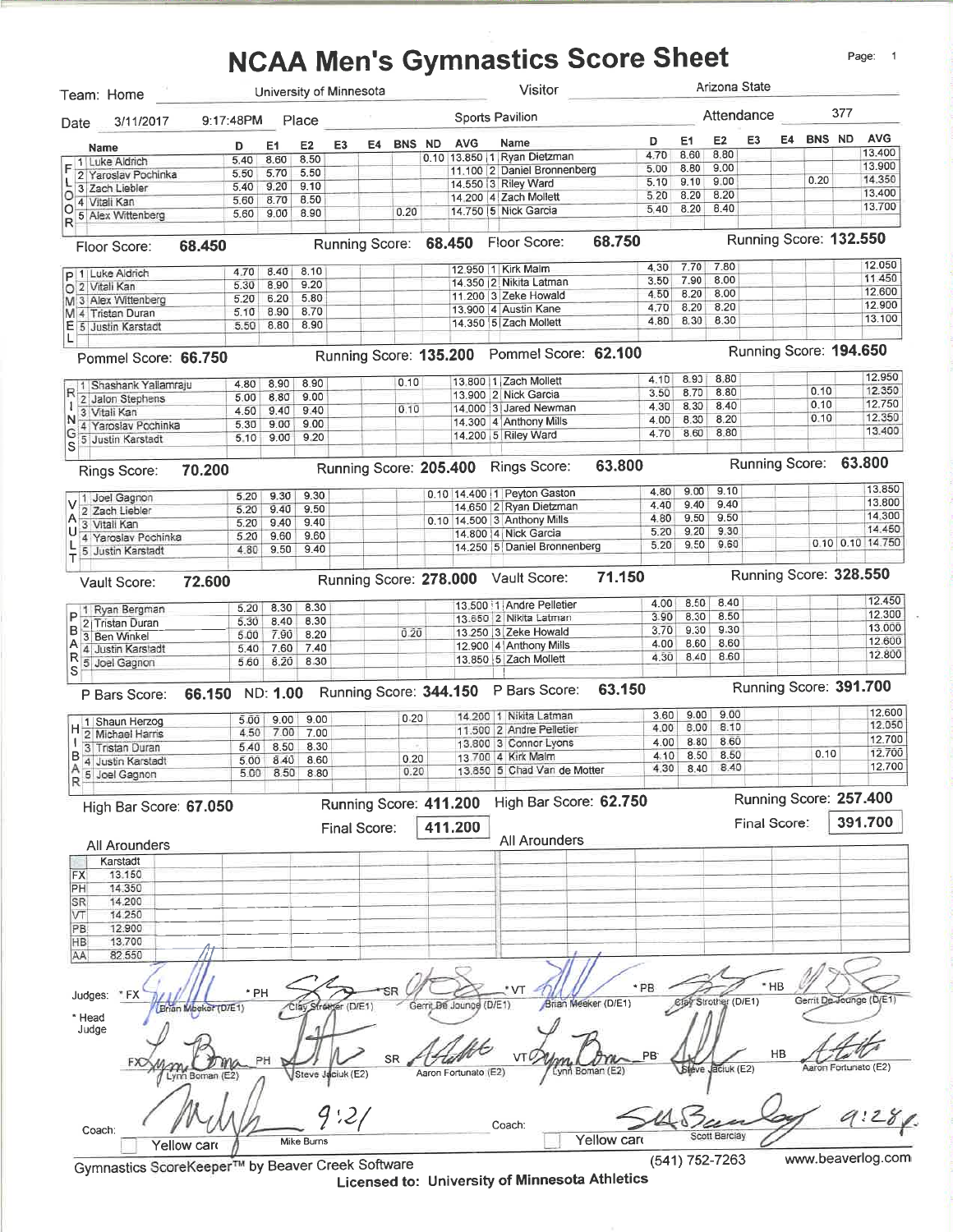# NCAA Men's Gymnastics Score Sheet

Team: Home University of Minnesota — Visitor Arizona State

Date 3/11/2017 9:17:48PM — Place Sports Pavilion — Attendance 377

## FLOOR

| # | Name | D | E1 | E2 | E3 | E4 | BNS | ND | AVG | # | Name | D | E1 | E2 | E3 | E4 | BNS | ND | AVG |
|---|---|---|---|---|---|---|---|---|---|---|---|---|---|---|---|---|---|---|---|
| 1 | Luke Aldrich | 5.40 | 8.60 | 8.50 | | | | 0.10 | 13.850 | 1 | Ryan Dietzman | 4.70 | 8.60 | 8.80 | | | | | 13.400 |
| 2 | Yaroslav Pochinka | 5.50 | 5.70 | 5.50 | | | | | 11.100 | 2 | Daniel Bronnenberg | 5.00 | 8.80 | 9.00 | | | | | 13.900 |
| 3 | Zach Liebler | 5.40 | 9.20 | 9.10 | | | | | 14.550 | 3 | Riley Ward | 5.10 | 9.10 | 9.00 | | | | 0.20 | 14.350 |
| 4 | Vitali Kan | 5.60 | 8.70 | 8.50 | | | | | 14.200 | 4 | Zach Mollett | 5.20 | 8.20 | 8.20 | | | | | 13.400 |
| 5 | Alex Wittenberg | 5.60 | 9.00 | 8.90 | | | 0.20 | | 14.750 | 5 | Nick Garcia | 5.40 | 8.20 | 8.40 | | | | | 13.700 |

Floor Score: 68.450 — Running Score: 68.450 — Floor Score: 68.750 — Running Score: 132.550

## POMMEL

| # | Name | D | E1 | E2 | E3 | E4 | BNS | ND | AVG | # | Name | D | E1 | E2 | E3 | E4 | BNS | ND | AVG |
|---|---|---|---|---|---|---|---|---|---|---|---|---|---|---|---|---|---|---|---|
| 1 | Luke Aldrich | 4.70 | 8.40 | 8.10 | | | | | 12.950 | 1 | Kirk Malm | 4.30 | 7.70 | 7.80 | | | | | 12.050 |
| 2 | Vitali Kan | 5.30 | 8.90 | 9.20 | | | | | 14.350 | 2 | Nikita Latman | 3.50 | 7.90 | 8.00 | | | | | 11.450 |
| 3 | Alex Wittenberg | 5.20 | 6.20 | 5.80 | | | | | 11.200 | 3 | Zeke Howald | 4.50 | 8.20 | 8.00 | | | | | 12.600 |
| 4 | Tristan Duran | 5.10 | 8.90 | 8.70 | | | | | 13.900 | 4 | Austin Kane | 4.70 | 8.20 | 8.20 | | | | | 12.900 |
| 5 | Justin Karstadt | 5.50 | 8.80 | 8.90 | | | | | 14.350 | 5 | Zach Mollett | 4.80 | 8.30 | 8.30 | | | | | 13.100 |

Pommel Score: 66.750 — Running Score: 135.200 — Pommel Score: 62.100 — Running Score: 194.650

## RINGS

| # | Name | D | E1 | E2 | E3 | E4 | BNS | ND | AVG | # | Name | D | E1 | E2 | E3 | E4 | BNS | ND | AVG |
|---|---|---|---|---|---|---|---|---|---|---|---|---|---|---|---|---|---|---|---|
| 1 | Shashank Yallamraju | 4.80 | 8.90 | 8.90 | | | 0.10 | | 13.800 | 1 | Zach Mollett | 4.10 | 8.90 | 8.80 | | | | | 12.950 |
| 2 | Jalon Stephens | 5.00 | 8.80 | 9.00 | | | | | 13.900 | 2 | Nick Garcia | 3.50 | 8.70 | 8.80 | | | 0.10 | | 12.350 |
| 3 | Vitali Kan | 4.50 | 9.40 | 9.40 | | | 0.10 | | 14.000 | 3 | Jared Newman | 4.30 | 8.30 | 8.40 | | | 0.10 | | 12.750 |
| 4 | Yaroslav Pochinka | 5.30 | 9.00 | 9.00 | | | | | 14.300 | 4 | Anthony Mills | 4.00 | 8.30 | 8.20 | | | 0.10 | | 12.350 |
| 5 | Justin Karstadt | 5.10 | 9.00 | 9.20 | | | | | 14.200 | 5 | Riley Ward | 4.70 | 8.60 | 8.80 | | | | | 13.400 |

Rings Score: 70.200 — Running Score: 205.400 — Rings Score: 63.800 — Running Score: 63.800

## VAULT

| # | Name | D | E1 | E2 | E3 | E4 | BNS | ND | AVG | # | Name | D | E1 | E2 | E3 | E4 | BNS | ND | AVG |
|---|---|---|---|---|---|---|---|---|---|---|---|---|---|---|---|---|---|---|---|
| 1 | Joel Gagnon | 5.20 | 9.30 | 9.30 | | | | 0.10 | 14.400 | 1 | Peyton Gaston | 4.80 | 9.00 | 9.10 | | | | | 13.850 |
| 2 | Zach Liebler | 5.20 | 9.40 | 9.50 | | | | | 14.650 | 2 | Ryan Dietzman | 4.40 | 9.40 | 9.40 | | | | | 13.800 |
| 3 | Vitali Kan | 5.20 | 9.40 | 9.40 | | | | 0.10 | 14.500 | 3 | Anthony Mills | 4.80 | 9.50 | 9.50 | | | | | 14.300 |
| 4 | Yaroslav Pochinka | 5.20 | 9.60 | 9.60 | | | | | 14.800 | 4 | Nick Garcia | 5.20 | 9.20 | 9.30 | | | | | 14.450 |
| 5 | Justin Karstadt | 4.80 | 9.50 | 9.40 | | | | | 14.250 | 5 | Daniel Bronnenberg | 5.20 | 9.50 | 9.60 | | | 0.10 | 0.10 | 14.750 |

Vault Score: 72.600 — Running Score: 278.000 — Vault Score: 71.150 — Running Score: 328.550

## P BARS

| # | Name | D | E1 | E2 | E3 | E4 | BNS | ND | AVG | # | Name | D | E1 | E2 | E3 | E4 | BNS | ND | AVG |
|---|---|---|---|---|---|---|---|---|---|---|---|---|---|---|---|---|---|---|---|
| 1 | Ryan Bergman | 5.20 | 8.30 | 8.30 | | | | | 13.500 | 1 | Andre Pelletier | 4.00 | 8.50 | 8.40 | | | | | 12.450 |
| 2 | Tristan Duran | 5.30 | 8.40 | 8.30 | | | | | 13.650 | 2 | Nikita Latman | 3.90 | 8.30 | 8.50 | | | | | 12.300 |
| 3 | Ben Winkel | 5.00 | 7.90 | 8.20 | | | 0.20 | | 13.250 | 3 | Zeke Howald | 3.70 | 9.30 | 9.30 | | | | | 13.000 |
| 4 | Justin Karstadt | 5.40 | 7.60 | 7.40 | | | | | 12.900 | 4 | Anthony Mills | 4.00 | 8.60 | 8.60 | | | | | 12.600 |
| 5 | Joel Gagnon | 5.60 | 8.20 | 8.30 | | | | | 13.850 | 5 | Zach Mollett | 4.30 | 8.40 | 8.60 | | | | | 12.800 |

P Bars Score: 66.150 ND: 1.00 — Running Score: 344.150 — P Bars Score: 63.150 — Running Score: 391.700

## HIGH BAR

| # | Name | D | E1 | E2 | E3 | E4 | BNS | ND | AVG | # | Name | D | E1 | E2 | E3 | E4 | BNS | ND | AVG |
|---|---|---|---|---|---|---|---|---|---|---|---|---|---|---|---|---|---|---|---|
| 1 | Shaun Herzog | 5.00 | 9.00 | 9.00 | | | 0.20 | | 14.200 | 1 | Nikita Latman | 3.60 | 9.00 | 9.00 | | | | | 12.600 |
| 2 | Michael Harris | 4.50 | 7.00 | 7.00 | | | | | 11.500 | 2 | Andre Pelletier | 4.00 | 8.00 | 8.10 | | | | | 12.050 |
| 3 | Tristan Duran | 5.40 | 8.50 | 8.30 | | | | | 13.800 | 3 | Connor Lyons | 4.00 | 8.80 | 8.60 | | | | | 12.700 |
| 4 | Justin Karstadt | 5.00 | 8.40 | 8.60 | | | 0.20 | | 13.700 | 4 | Kirk Malm | 4.10 | 8.50 | 8.50 | | | 0.10 | | 12.700 |
| 5 | Joel Gagnon | 5.00 | 8.50 | 8.80 | | | 0.20 | | 13.850 | 5 | Chad Van de Motter | 4.30 | 8.40 | 8.40 | | | | | 12.700 |

High Bar Score: 67.050 — Running Score: 411.200 — High Bar Score: 62.750 — Running Score: 257.400

Final Score: 411.200 — Final Score: 391.700

## All Arounders

| | Karstadt |
|---|---|
| FX | 13.150 |
| PH | 14.350 |
| SR | 14.200 |
| VT | 14.250 |
| PB | 12.900 |
| HB | 13.700 |
| AA | 82.550 |

All Arounders (Visitor): —

Judges:
- FX: Brian Meeker (D/E1); Lynn Boman (E2)
- PH: Clay Strother (D/E1); Steve Jaciuk (E2)
- SR: Gerrit De Jounge (D/E1); Aaron Fortunato (E2)
- VT: Brian Meeker (D/E1); Lynn Boman (E2)
- PB: Clay Strother (D/E1); Steve Jaciuk (E2)
- HB: Gerrit De Jounge (D/E1); Aaron Fortunato (E2)

\* Head Judge

Coach: Mike Burns 9:21 — Yellow card

Coach: Scott Barclay 9:28 — Yellow card

Gymnastics ScoreKeeper™ by Beaver Creek Software (541) 752-7263 www.beaverlog.com

Licensed to: University of Minnesota Athletics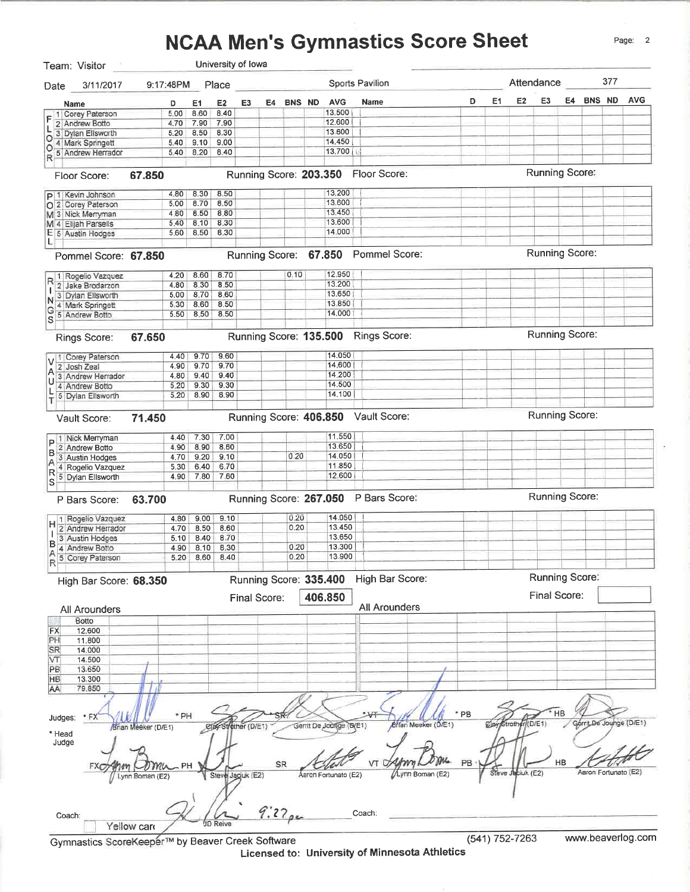# NCAA Men's Gymnastics Score Sheet

Team: Visitor — University of Iowa

Date: 3/11/2017 9:17:48PM — Place: Sports Pavilion — Attendance: 377

## Floor

| | Name | D | E1 | E2 | E3 | E4 | BNS | ND | AVG |
|---|---|---|---|---|---|---|---|---|---|
| 1 | Corey Paterson | 5.00 | 8.60 | 8.40 | | | | | 13.500 |
| 2 | Andrew Botto | 4.70 | 7.90 | 7.90 | | | | | 12.600 |
| 3 | Dylan Ellsworth | 5.20 | 8.50 | 8.30 | | | | | 13.600 |
| 4 | Mark Springett | 5.40 | 9.10 | 9.00 | | | | | 14.450 |
| 5 | Andrew Herrador | 5.40 | 8.20 | 8.40 | | | | | 13.700 |

Floor Score: **67.850** — Running Score: **203.350**

## Pommel

| | Name | D | E1 | E2 | E3 | E4 | BNS | ND | AVG |
|---|---|---|---|---|---|---|---|---|---|
| 1 | Kevin Johnson | 4.80 | 8.30 | 8.50 | | | | | 13.200 |
| 2 | Corey Paterson | 5.00 | 8.70 | 8.50 | | | | | 13.600 |
| 3 | Nick Merryman | 4.80 | 8.50 | 8.80 | | | | | 13.450 |
| 4 | Elijah Parsells | 5.40 | 8.10 | 8.30 | | | | | 13.600 |
| 5 | Austin Hodges | 5.60 | 8.50 | 8.30 | | | | | 14.000 |

Pommel Score: **67.850** — Running Score: **67.850**

## Rings

| | Name | D | E1 | E2 | E3 | E4 | BNS | ND | AVG |
|---|---|---|---|---|---|---|---|---|---|
| 1 | Rogelio Vazquez | 4.20 | 8.60 | 8.70 | | | 0.10 | | 12.950 |
| 2 | Jake Brodarzon | 4.80 | 8.30 | 8.50 | | | | | 13.200 |
| 3 | Dylan Ellsworth | 5.00 | 8.70 | 8.60 | | | | | 13.650 |
| 4 | Mark Springett | 5.30 | 8.60 | 8.50 | | | | | 13.850 |
| 5 | Andrew Botto | 5.50 | 8.50 | 8.50 | | | | | 14.000 |

Rings Score: **67.650** — Running Score: **135.500**

## Vault

| | Name | D | E1 | E2 | E3 | E4 | BNS | ND | AVG |
|---|---|---|---|---|---|---|---|---|---|
| 1 | Corey Paterson | 4.40 | 9.70 | 9.60 | | | | | 14.050 |
| 2 | Josh Zeal | 4.90 | 9.70 | 9.70 | | | | | 14.600 |
| 3 | Andrew Herrador | 4.80 | 9.40 | 9.40 | | | | | 14.200 |
| 4 | Andrew Botto | 5.20 | 9.30 | 9.30 | | | | | 14.500 |
| 5 | Dylan Ellsworth | 5.20 | 8.90 | 8.90 | | | | | 14.100 |

Vault Score: **71.450** — Running Score: **406.850**

## P Bars

| | Name | D | E1 | E2 | E3 | E4 | BNS | ND | AVG |
|---|---|---|---|---|---|---|---|---|---|
| 1 | Nick Merryman | 4.40 | 7.30 | 7.00 | | | | | 11.550 |
| 2 | Andrew Botto | 4.90 | 8.90 | 8.60 | | | | | 13.650 |
| 3 | Austin Hodges | 4.70 | 9.20 | 9.10 | | | 0.20 | | 14.050 |
| 4 | Rogelio Vazquez | 5.30 | 6.40 | 6.70 | | | | | 11.850 |
| 5 | Dylan Ellsworth | 4.90 | 7.80 | 7.60 | | | | | 12.600 |

P Bars Score: **63.700** — Running Score: **267.050**

## High Bar

| | Name | D | E1 | E2 | E3 | E4 | BNS | ND | AVG |
|---|---|---|---|---|---|---|---|---|---|
| 1 | Rogelio Vazquez | 4.80 | 9.00 | 9.10 | | | 0.20 | | 14.050 |
| 2 | Andrew Herrador | 4.70 | 8.50 | 8.60 | | | 0.20 | | 13.450 |
| 3 | Austin Hodges | 5.10 | 8.40 | 8.70 | | | | | 13.650 |
| 4 | Andrew Botto | 4.90 | 8.10 | 8.30 | | | 0.20 | | 13.300 |
| 5 | Corey Paterson | 5.20 | 8.60 | 8.40 | | | 0.20 | | 13.900 |

High Bar Score: **68.350** — Running Score: **335.400**

Final Score: **406.850**

## All Arounders

| | Botto |
|---|---|
| FX | 12.600 |
| PH | 11.800 |
| SR | 14.000 |
| VT | 14.500 |
| PB | 13.650 |
| HB | 13.300 |
| AA | 79.850 |

Judges: * FX Brian Meeker (D/E1) — * PH Clay Strother (D/E1) — * SR Gerrit De Jounge (D/E1) — * VT Brian Meeker (D/E1) — * PB Clay Strother (D/E1) — * HB Gerrit De Jounge (D/E1)

\* Head Judge

FX Lynn Boman (E2) — PH Steve Jaciuk (E2) — SR Aaron Fortunato (E2) — VT Lynn Boman (E2) — PB Steve Jaciuk (E2) — HB Aaron Fortunato (E2)

Coach: JD Reive 9:27pm — Coach:

Yellow card

Gymnastics ScoreKeeper™ by Beaver Creek Software — (541) 752-7263 — www.beaverlog.com

Licensed to: University of Minnesota Athletics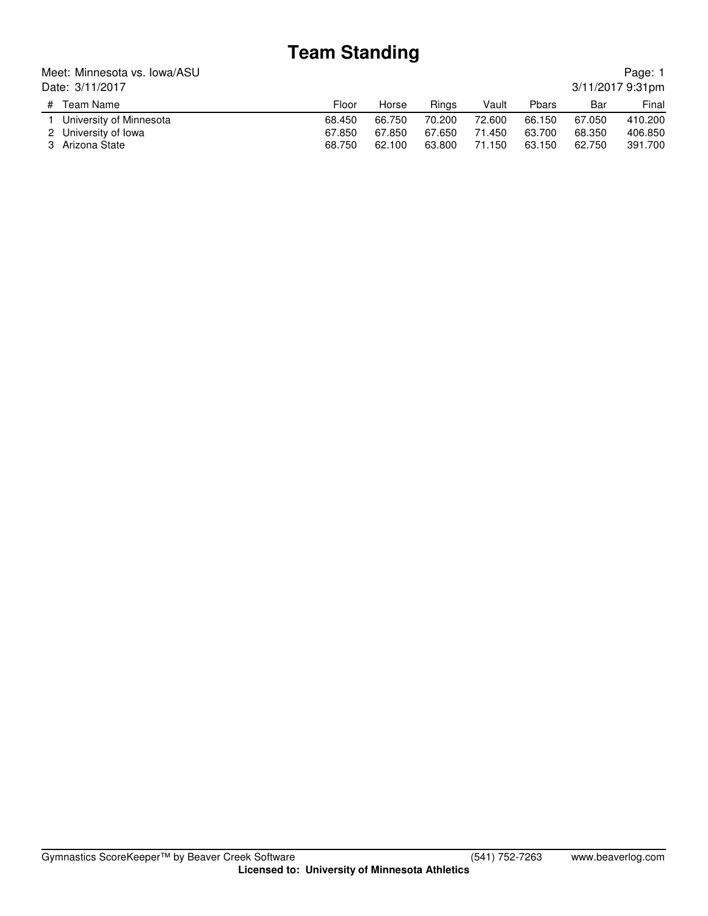# Team Standing

Meet: Minnesota vs. Iowa/ASU

Date: 3/11/2017

Page: 1

3/11/2017 9:31pm

| # | Team Name | Floor | Horse | Rings | Vault | Pbars | Bar | Final |
|---|---|---|---|---|---|---|---|---|
| 1 | University of Minnesota | 68.450 | 66.750 | 70.200 | 72.600 | 66.150 | 67.050 | 410.200 |
| 2 | University of Iowa | 67.850 | 67.850 | 67.650 | 71.450 | 63.700 | 68.350 | 406.850 |
| 3 | Arizona State | 68.750 | 62.100 | 63.800 | 71.150 | 63.150 | 62.750 | 391.700 |

Gymnastics ScoreKeeper™ by Beaver Creek Software (541) 752-7263 www.beaverlog.com

**Licensed to: University of Minnesota Athletics**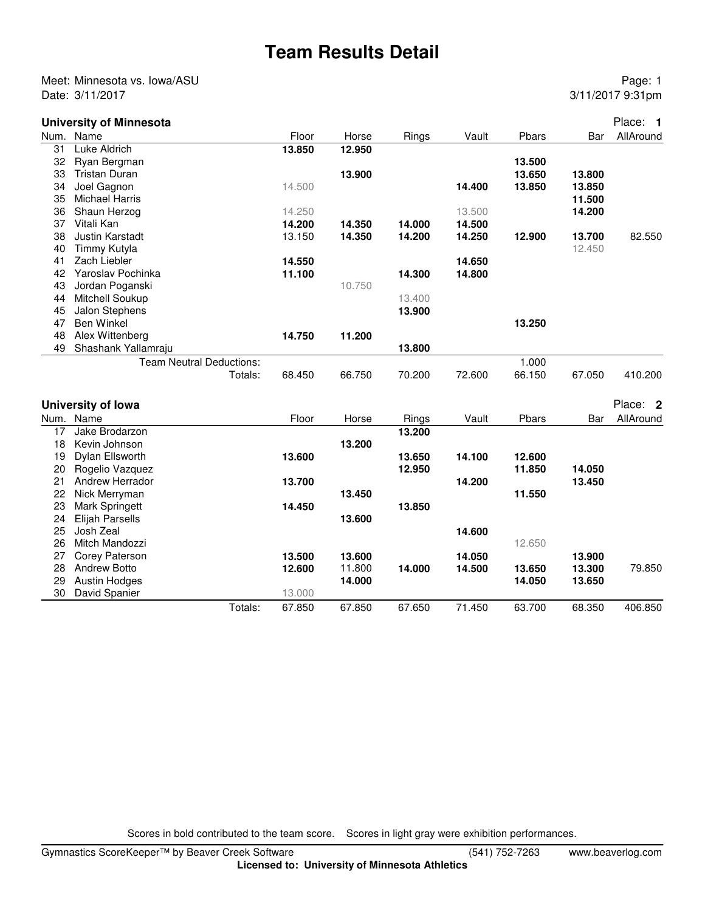# Team Results Detail

Meet: Minnesota vs. Iowa/ASU
Date: 3/11/2017

Page: 1
3/11/2017 9:31pm

**University of Minnesota** — Place: **1**

| Num. | Name | Floor | Horse | Rings | Vault | Pbars | Bar | AllAround |
|---|---|---|---|---|---|---|---|---|
| 31 | Luke Aldrich | **13.850** | **12.950** | | | | | |
| 32 | Ryan Bergman | | | | | **13.500** | | |
| 33 | Tristan Duran | | **13.900** | | | **13.650** | **13.800** | |
| 34 | Joel Gagnon | 14.500 | | | **14.400** | **13.850** | **13.850** | |
| 35 | Michael Harris | | | | | | **11.500** | |
| 36 | Shaun Herzog | 14.250 | | | 13.500 | | **14.200** | |
| 37 | Vitali Kan | **14.200** | **14.350** | **14.000** | **14.500** | | | |
| 38 | Justin Karstadt | 13.150 | **14.350** | **14.200** | **14.250** | **12.900** | **13.700** | 82.550 |
| 40 | Timmy Kutyla | | | | | | 12.450 | |
| 41 | Zach Liebler | **14.550** | | | **14.650** | | | |
| 42 | Yaroslav Pochinka | **11.100** | | **14.300** | **14.800** | | | |
| 43 | Jordan Poganski | | 10.750 | | | | | |
| 44 | Mitchell Soukup | | | 13.400 | | | | |
| 45 | Jalon Stephens | | | **13.900** | | | | |
| 47 | Ben Winkel | | | | | **13.250** | | |
| 48 | Alex Wittenberg | **14.750** | **11.200** | | | | | |
| 49 | Shashank Yallamraju | | | **13.800** | | | | |
| | Team Neutral Deductions: | | | | | 1.000 | | |
| | Totals: | 68.450 | 66.750 | 70.200 | 72.600 | 66.150 | 67.050 | 410.200 |

**University of Iowa** — Place: **2**

| Num. | Name | Floor | Horse | Rings | Vault | Pbars | Bar | AllAround |
|---|---|---|---|---|---|---|---|---|
| 17 | Jake Brodarzon | | | **13.200** | | | | |
| 18 | Kevin Johnson | | **13.200** | | | | | |
| 19 | Dylan Ellsworth | **13.600** | | **13.650** | **14.100** | **12.600** | | |
| 20 | Rogelio Vazquez | | | **12.950** | | **11.850** | **14.050** | |
| 21 | Andrew Herrador | **13.700** | | | **14.200** | | **13.450** | |
| 22 | Nick Merryman | | **13.450** | | | **11.550** | | |
| 23 | Mark Springett | **14.450** | | **13.850** | | | | |
| 24 | Elijah Parsells | | **13.600** | | | | | |
| 25 | Josh Zeal | | | | **14.600** | | | |
| 26 | Mitch Mandozzi | | | | | 12.650 | | |
| 27 | Corey Paterson | **13.500** | **13.600** | | **14.050** | | **13.900** | |
| 28 | Andrew Botto | **12.600** | 11.800 | **14.000** | **14.500** | **13.650** | **13.300** | 79.850 |
| 29 | Austin Hodges | | **14.000** | | | **14.050** | **13.650** | |
| 30 | David Spanier | 13.000 | | | | | | |
| | Totals: | 67.850 | 67.850 | 67.650 | 71.450 | 63.700 | 68.350 | 406.850 |

Scores in bold contributed to the team score. Scores in light gray were exhibition performances.

Gymnastics ScoreKeeper™ by Beaver Creek Software (541) 752-7263 www.beaverlog.com
**Licensed to: University of Minnesota Athletics**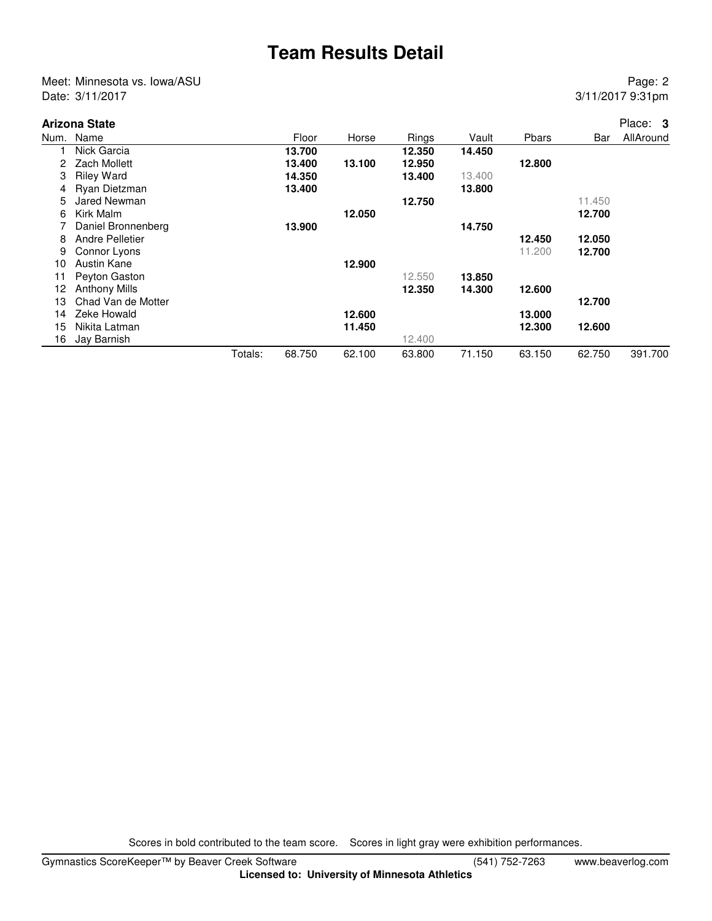# Team Results Detail

Meet: Minnesota vs. Iowa/ASU
Date: 3/11/2017

3/11/2017 9:31pm

**Arizona State** Place: **3**

| Num. | Name | Floor | Horse | Rings | Vault | Pbars | Bar | AllAround |
|---|---|---|---|---|---|---|---|---|
| 1 | Nick Garcia | **13.700** | | **12.350** | **14.450** | | | |
| 2 | Zach Mollett | **13.400** | **13.100** | **12.950** | | **12.800** | | |
| 3 | Riley Ward | **14.350** | | **13.400** | 13.400 | | | |
| 4 | Ryan Dietzman | **13.400** | | | **13.800** | | | |
| 5 | Jared Newman | | | **12.750** | | | 11.450 | |
| 6 | Kirk Malm | | **12.050** | | | | **12.700** | |
| 7 | Daniel Bronnenberg | **13.900** | | | **14.750** | | | |
| 8 | Andre Pelletier | | | | | **12.450** | **12.050** | |
| 9 | Connor Lyons | | | | | 11.200 | **12.700** | |
| 10 | Austin Kane | | **12.900** | | | | | |
| 11 | Peyton Gaston | | | 12.550 | **13.850** | | | |
| 12 | Anthony Mills | | | **12.350** | **14.300** | **12.600** | | |
| 13 | Chad Van de Motter | | | | | | **12.700** | |
| 14 | Zeke Howald | | **12.600** | | | **13.000** | | |
| 15 | Nikita Latman | | **11.450** | | | **12.300** | **12.600** | |
| 16 | Jay Barnish | | | 12.400 | | | | |
| | Totals: | 68.750 | 62.100 | 63.800 | 71.150 | 63.150 | 62.750 | 391.700 |

Scores in bold contributed to the team score. Scores in light gray were exhibition performances.

Gymnastics ScoreKeeper™ by Beaver Creek Software (541) 752-7263 www.beaverlog.com
**Licensed to: University of Minnesota Athletics**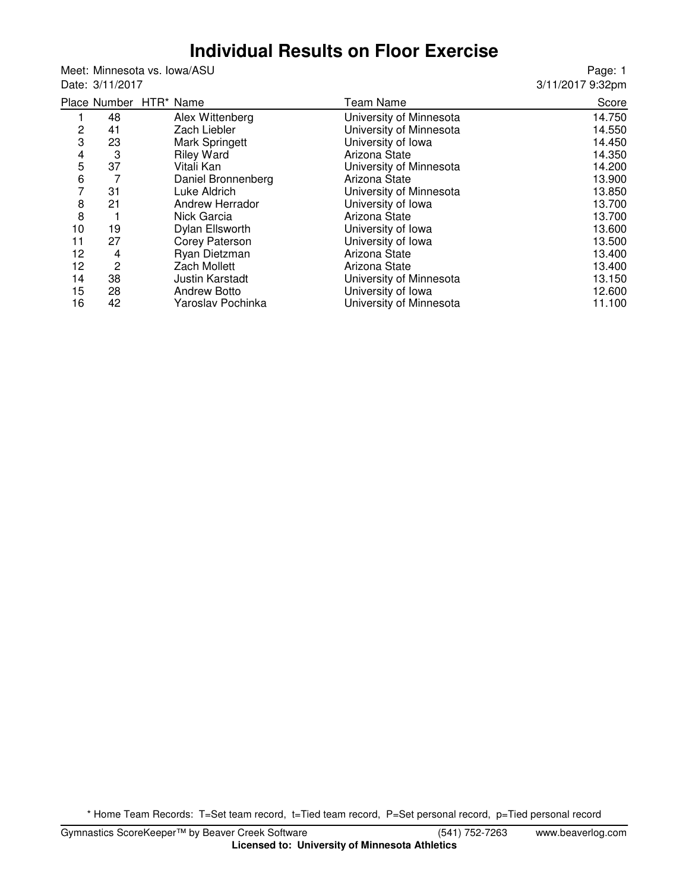# Individual Results on Floor Exercise

Meet: Minnesota vs. Iowa/ASU
Date: 3/11/2017

Page: 1
3/11/2017 9:32pm

| Place | Number | HTR* | Name | Team Name | Score |
|---|---|---|---|---|---|
| 1 | 48 | | Alex Wittenberg | University of Minnesota | 14.750 |
| 2 | 41 | | Zach Liebler | University of Minnesota | 14.550 |
| 3 | 23 | | Mark Springett | University of Iowa | 14.450 |
| 4 | 3 | | Riley Ward | Arizona State | 14.350 |
| 5 | 37 | | Vitali Kan | University of Minnesota | 14.200 |
| 6 | 7 | | Daniel Bronnenberg | Arizona State | 13.900 |
| 7 | 31 | | Luke Aldrich | University of Minnesota | 13.850 |
| 8 | 21 | | Andrew Herrador | University of Iowa | 13.700 |
| 8 | 1 | | Nick Garcia | Arizona State | 13.700 |
| 10 | 19 | | Dylan Ellsworth | University of Iowa | 13.600 |
| 11 | 27 | | Corey Paterson | University of Iowa | 13.500 |
| 12 | 4 | | Ryan Dietzman | Arizona State | 13.400 |
| 12 | 2 | | Zach Mollett | Arizona State | 13.400 |
| 14 | 38 | | Justin Karstadt | University of Minnesota | 13.150 |
| 15 | 28 | | Andrew Botto | University of Iowa | 12.600 |
| 16 | 42 | | Yaroslav Pochinka | University of Minnesota | 11.100 |

* Home Team Records: T=Set team record, t=Tied team record, P=Set personal record, p=Tied personal record

Gymnastics ScoreKeeper™ by Beaver Creek Software (541) 752-7263 www.beaverlog.com
**Licensed to: University of Minnesota Athletics**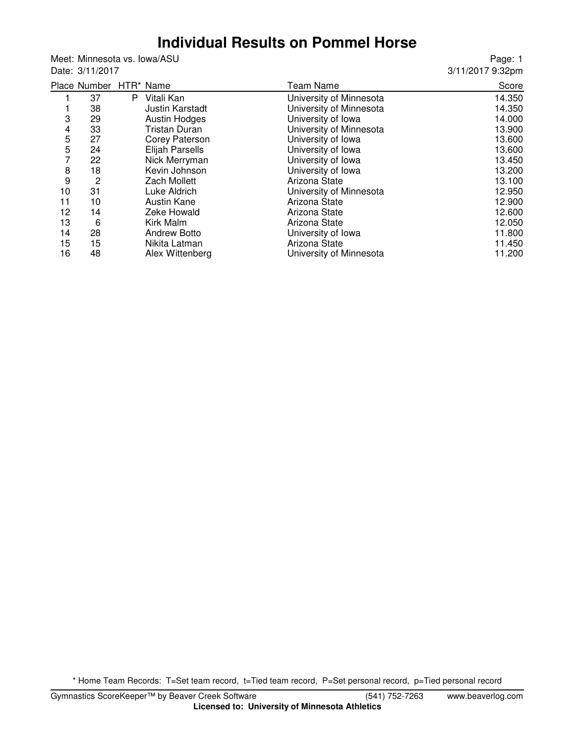# Individual Results on Pommel Horse

Meet: Minnesota vs. Iowa/ASU
Date: 3/11/2017

Page: 1
3/11/2017 9:32pm

| Place | Number | HTR* | Name | Team Name | Score |
|---|---|---|---|---|---|
| 1 | 37 | P | Vitali Kan | University of Minnesota | 14.350 |
| 1 | 38 | | Justin Karstadt | University of Minnesota | 14.350 |
| 3 | 29 | | Austin Hodges | University of Iowa | 14.000 |
| 4 | 33 | | Tristan Duran | University of Minnesota | 13.900 |
| 5 | 27 | | Corey Paterson | University of Iowa | 13.600 |
| 5 | 24 | | Elijah Parsells | University of Iowa | 13.600 |
| 7 | 22 | | Nick Merryman | University of Iowa | 13.450 |
| 8 | 18 | | Kevin Johnson | University of Iowa | 13.200 |
| 9 | 2 | | Zach Mollett | Arizona State | 13.100 |
| 10 | 31 | | Luke Aldrich | University of Minnesota | 12.950 |
| 11 | 10 | | Austin Kane | Arizona State | 12.900 |
| 12 | 14 | | Zeke Howald | Arizona State | 12.600 |
| 13 | 6 | | Kirk Malm | Arizona State | 12.050 |
| 14 | 28 | | Andrew Botto | University of Iowa | 11.800 |
| 15 | 15 | | Nikita Latman | Arizona State | 11.450 |
| 16 | 48 | | Alex Wittenberg | University of Minnesota | 11.200 |

\* Home Team Records: T=Set team record, t=Tied team record, P=Set personal record, p=Tied personal record

Gymnastics ScoreKeeper™ by Beaver Creek Software (541) 752-7263 www.beaverlog.com
**Licensed to: University of Minnesota Athletics**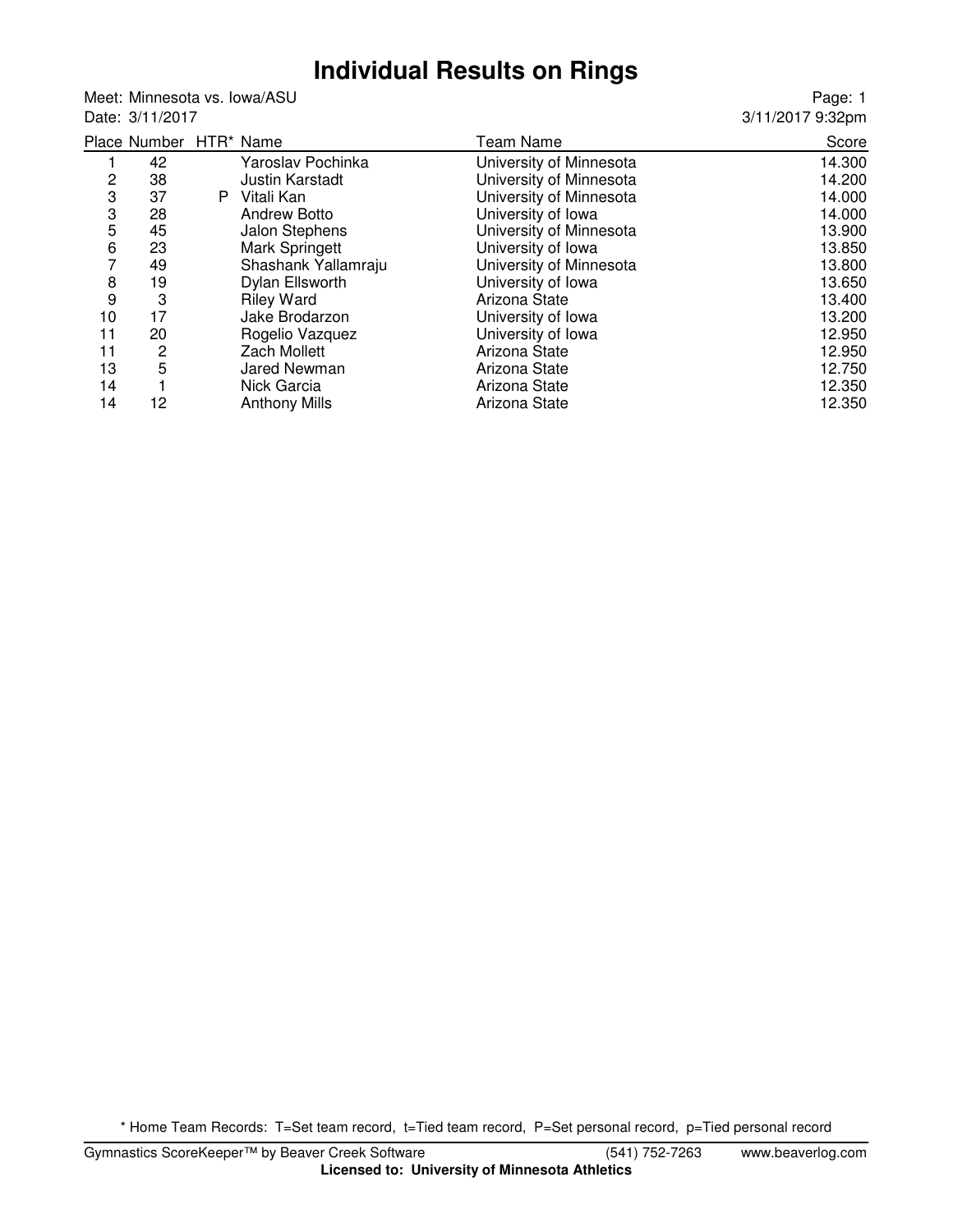# Individual Results on Rings

Meet: Minnesota vs. Iowa/ASU
Date: 3/11/2017

Page: 1
3/11/2017 9:32pm

| Place | Number | HTR* | Name | Team Name | Score |
|---|---|---|---|---|---|
| 1 | 42 | | Yaroslav Pochinka | University of Minnesota | 14.300 |
| 2 | 38 | | Justin Karstadt | University of Minnesota | 14.200 |
| 3 | 37 | P | Vitali Kan | University of Minnesota | 14.000 |
| 3 | 28 | | Andrew Botto | University of Iowa | 14.000 |
| 5 | 45 | | Jalon Stephens | University of Minnesota | 13.900 |
| 6 | 23 | | Mark Springett | University of Iowa | 13.850 |
| 7 | 49 | | Shashank Yallamraju | University of Minnesota | 13.800 |
| 8 | 19 | | Dylan Ellsworth | University of Iowa | 13.650 |
| 9 | 3 | | Riley Ward | Arizona State | 13.400 |
| 10 | 17 | | Jake Brodarzon | University of Iowa | 13.200 |
| 11 | 20 | | Rogelio Vazquez | University of Iowa | 12.950 |
| 11 | 2 | | Zach Mollett | Arizona State | 12.950 |
| 13 | 5 | | Jared Newman | Arizona State | 12.750 |
| 14 | 1 | | Nick Garcia | Arizona State | 12.350 |
| 14 | 12 | | Anthony Mills | Arizona State | 12.350 |

* Home Team Records: T=Set team record, t=Tied team record, P=Set personal record, p=Tied personal record

Gymnastics ScoreKeeper™ by Beaver Creek Software (541) 752-7263 www.beaverlog.com
**Licensed to: University of Minnesota Athletics**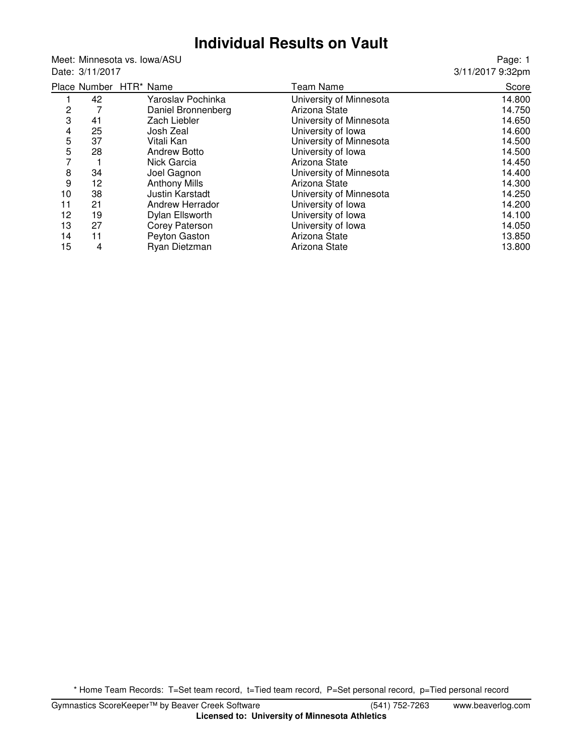# Individual Results on Vault

Meet: Minnesota vs. Iowa/ASU
Date: 3/11/2017

Page: 1
3/11/2017 9:32pm

| Place | Number | HTR* | Name | Team Name | Score |
|---|---|---|---|---|---|
| 1 | 42 | | Yaroslav Pochinka | University of Minnesota | 14.800 |
| 2 | 7 | | Daniel Bronnenberg | Arizona State | 14.750 |
| 3 | 41 | | Zach Liebler | University of Minnesota | 14.650 |
| 4 | 25 | | Josh Zeal | University of Iowa | 14.600 |
| 5 | 37 | | Vitali Kan | University of Minnesota | 14.500 |
| 5 | 28 | | Andrew Botto | University of Iowa | 14.500 |
| 7 | 1 | | Nick Garcia | Arizona State | 14.450 |
| 8 | 34 | | Joel Gagnon | University of Minnesota | 14.400 |
| 9 | 12 | | Anthony Mills | Arizona State | 14.300 |
| 10 | 38 | | Justin Karstadt | University of Minnesota | 14.250 |
| 11 | 21 | | Andrew Herrador | University of Iowa | 14.200 |
| 12 | 19 | | Dylan Ellsworth | University of Iowa | 14.100 |
| 13 | 27 | | Corey Paterson | University of Iowa | 14.050 |
| 14 | 11 | | Peyton Gaston | Arizona State | 13.850 |
| 15 | 4 | | Ryan Dietzman | Arizona State | 13.800 |

* Home Team Records: T=Set team record, t=Tied team record, P=Set personal record, p=Tied personal record

Gymnastics ScoreKeeper™ by Beaver Creek Software (541) 752-7263 www.beaverlog.com
**Licensed to: University of Minnesota Athletics**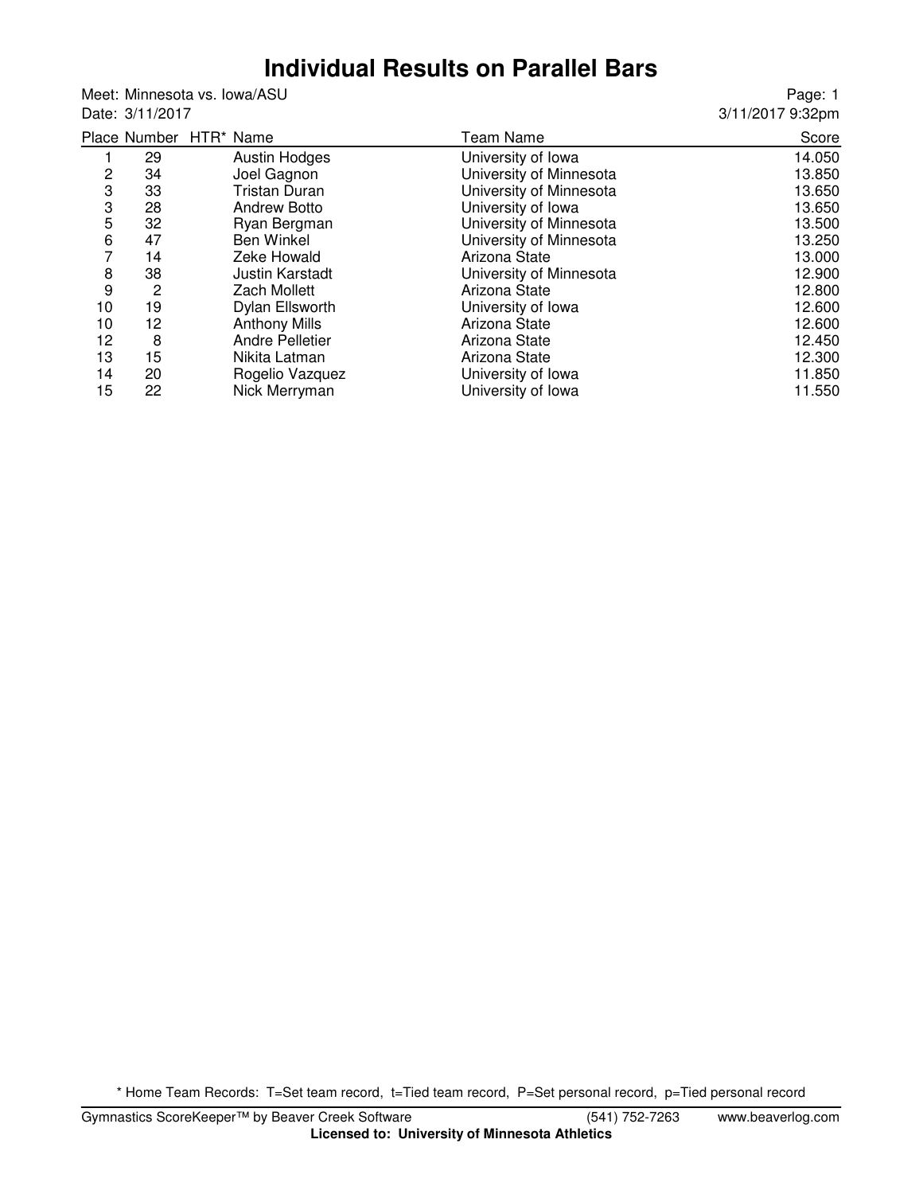# Individual Results on Parallel Bars

Meet: Minnesota vs. Iowa/ASU
Date: 3/11/2017

Page: 1
3/11/2017 9:32pm

| Place | Number | HTR* | Name | Team Name | Score |
|---|---|---|---|---|---|
| 1 | 29 | | Austin Hodges | University of Iowa | 14.050 |
| 2 | 34 | | Joel Gagnon | University of Minnesota | 13.850 |
| 3 | 33 | | Tristan Duran | University of Minnesota | 13.650 |
| 3 | 28 | | Andrew Botto | University of Iowa | 13.650 |
| 5 | 32 | | Ryan Bergman | University of Minnesota | 13.500 |
| 6 | 47 | | Ben Winkel | University of Minnesota | 13.250 |
| 7 | 14 | | Zeke Howald | Arizona State | 13.000 |
| 8 | 38 | | Justin Karstadt | University of Minnesota | 12.900 |
| 9 | 2 | | Zach Mollett | Arizona State | 12.800 |
| 10 | 19 | | Dylan Ellsworth | University of Iowa | 12.600 |
| 10 | 12 | | Anthony Mills | Arizona State | 12.600 |
| 12 | 8 | | Andre Pelletier | Arizona State | 12.450 |
| 13 | 15 | | Nikita Latman | Arizona State | 12.300 |
| 14 | 20 | | Rogelio Vazquez | University of Iowa | 11.850 |
| 15 | 22 | | Nick Merryman | University of Iowa | 11.550 |

* Home Team Records: T=Set team record, t=Tied team record, P=Set personal record, p=Tied personal record

Gymnastics ScoreKeeper™ by Beaver Creek Software (541) 752-7263 www.beaverlog.com
**Licensed to: University of Minnesota Athletics**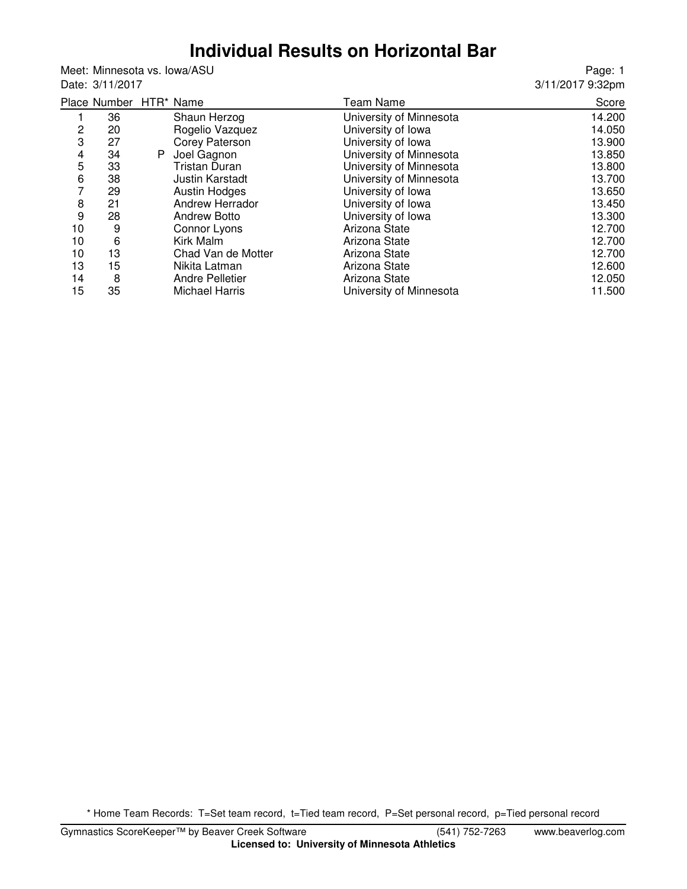# Individual Results on Horizontal Bar

Meet: Minnesota vs. Iowa/ASU
Date: 3/11/2017

Page: 1
3/11/2017 9:32pm

| Place | Number | HTR* | Name | Team Name | Score |
|---|---|---|---|---|---|
| 1 | 36 | | Shaun Herzog | University of Minnesota | 14.200 |
| 2 | 20 | | Rogelio Vazquez | University of Iowa | 14.050 |
| 3 | 27 | | Corey Paterson | University of Iowa | 13.900 |
| 4 | 34 | P | Joel Gagnon | University of Minnesota | 13.850 |
| 5 | 33 | | Tristan Duran | University of Minnesota | 13.800 |
| 6 | 38 | | Justin Karstadt | University of Minnesota | 13.700 |
| 7 | 29 | | Austin Hodges | University of Iowa | 13.650 |
| 8 | 21 | | Andrew Herrador | University of Iowa | 13.450 |
| 9 | 28 | | Andrew Botto | University of Iowa | 13.300 |
| 10 | 9 | | Connor Lyons | Arizona State | 12.700 |
| 10 | 6 | | Kirk Malm | Arizona State | 12.700 |
| 10 | 13 | | Chad Van de Motter | Arizona State | 12.700 |
| 13 | 15 | | Nikita Latman | Arizona State | 12.600 |
| 14 | 8 | | Andre Pelletier | Arizona State | 12.050 |
| 15 | 35 | | Michael Harris | University of Minnesota | 11.500 |

* Home Team Records: T=Set team record, t=Tied team record, P=Set personal record, p=Tied personal record

Gymnastics ScoreKeeper™ by Beaver Creek Software (541) 752-7263 www.beaverlog.com
**Licensed to: University of Minnesota Athletics**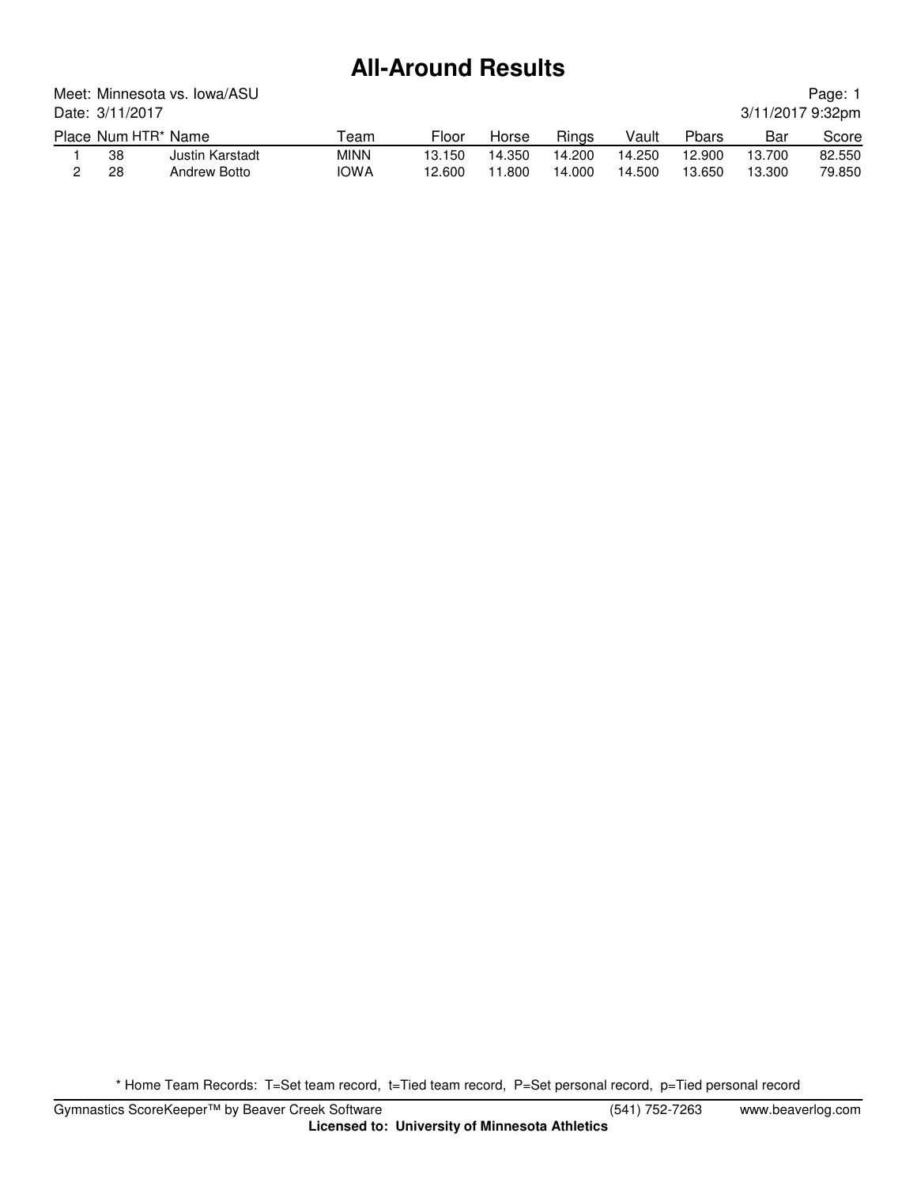# All-Around Results

Meet: Minnesota vs. Iowa/ASU
Date: 3/11/2017

Page: 1
3/11/2017 9:32pm

| Place | Num | HTR* | Name | Team | Floor | Horse | Rings | Vault | Pbars | Bar | Score |
|---|---|---|---|---|---|---|---|---|---|---|---|
| 1 | 38 | | Justin Karstadt | MINN | 13.150 | 14.350 | 14.200 | 14.250 | 12.900 | 13.700 | 82.550 |
| 2 | 28 | | Andrew Botto | IOWA | 12.600 | 11.800 | 14.000 | 14.500 | 13.650 | 13.300 | 79.850 |

* Home Team Records: T=Set team record, t=Tied team record, P=Set personal record, p=Tied personal record

Gymnastics ScoreKeeper™ by Beaver Creek Software (541) 752-7263 www.beaverlog.com

**Licensed to: University of Minnesota Athletics**